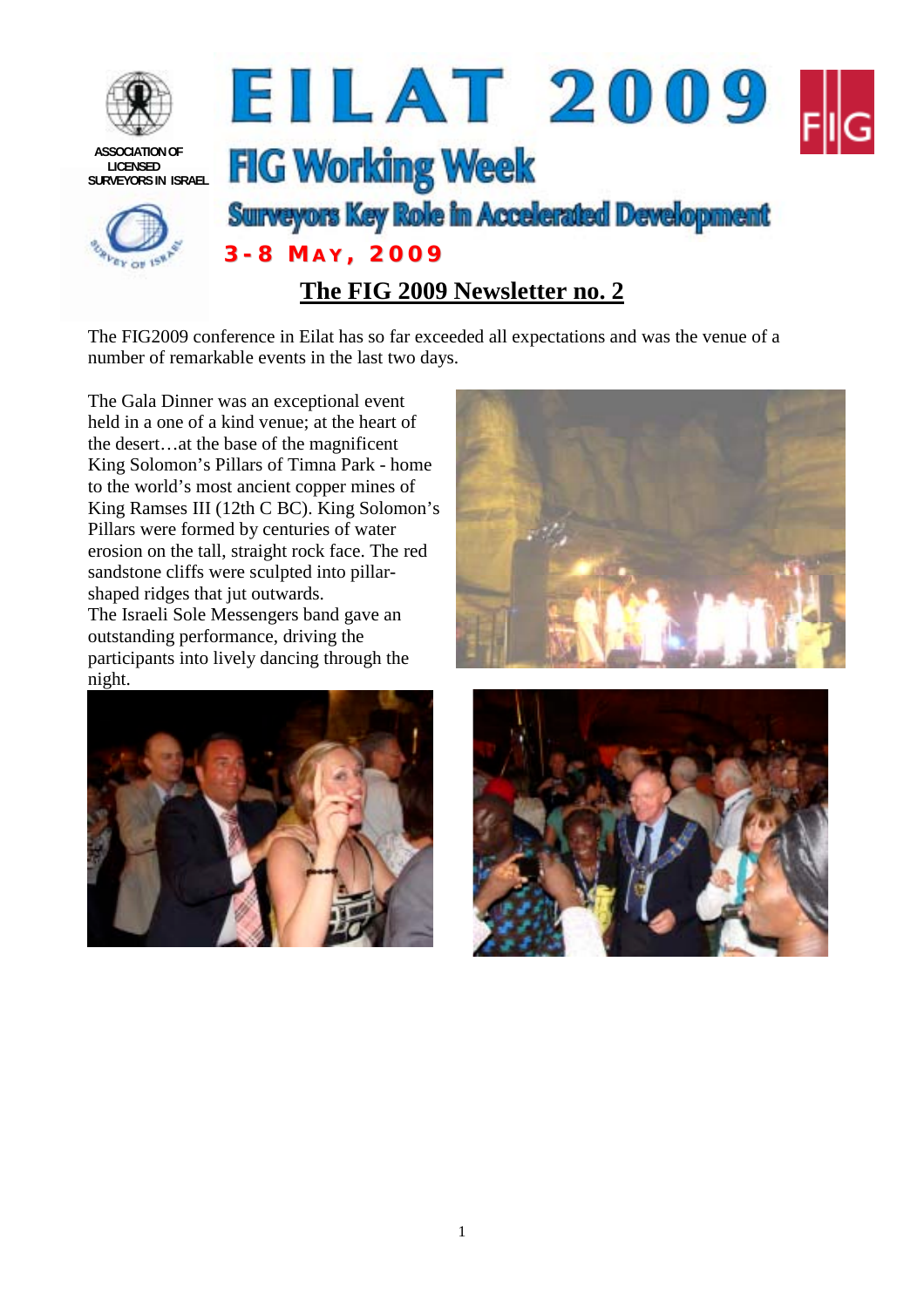ASSOCIATION OF LICENSED SURVEYORS IN ISRAEL

# EILAT 2009

## FIG Working Week

### Surveyors Key Role in Accelerated Development

**3-8 MAY, 2009**

## The FIG 2009 Newsletter no. 2

The FIG2009 conference in Eilat has so far exceeded all expectations and was the venue of a number of remarkable events in the last two days.

The Gala Dinner was an exceptional event held in a one of a kind venue; at the heart of the desert…at the base of the magnificent King Solomon's Pillars of Timna Park - home to the world's most ancient copper mines of King Ramses III (12th C BC). King Solomon's Pillars were formed by centuries of water erosion on the tall, straight rock face. The red sandstone cliffs were sculpted into pillar-shaped ridges that jut outwards.

The Israeli Sole Messengers band gave an outstanding performance, driving the participants into lively dancing through the night.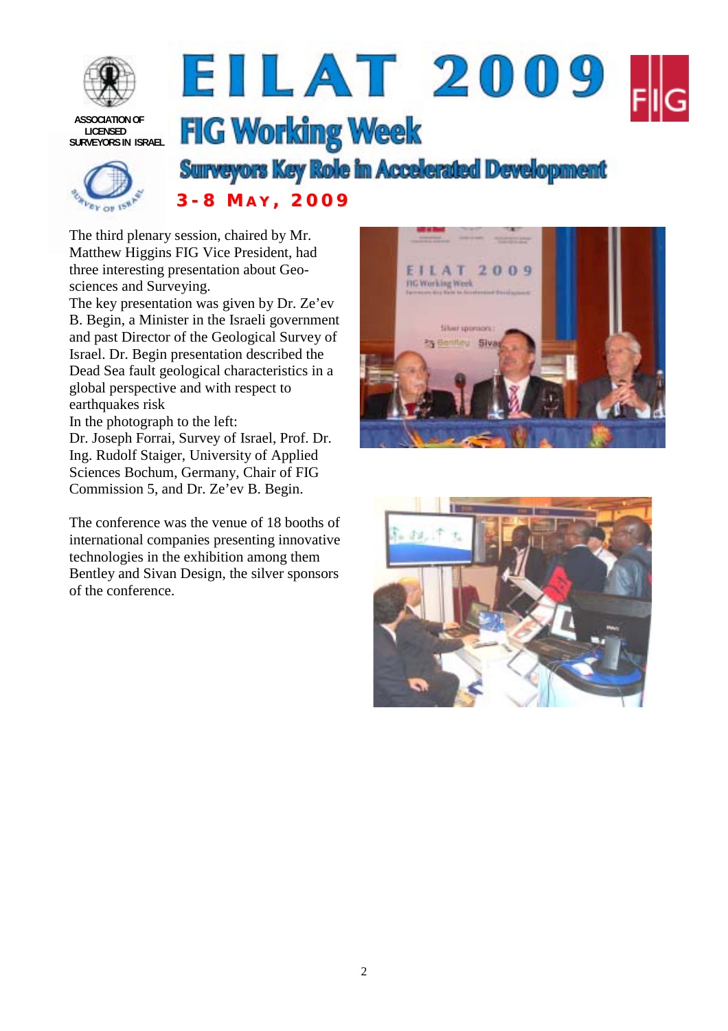ASSOCIATION OF LICENSED SURVEYORS IN ISRAEL

# EILAT 2009

## FIG Working Week

### Surveyors Key Role in Accelerated Development

**3-8 MAY, 2009**

The third plenary session, chaired by Mr. Matthew Higgins FIG Vice President, had three interesting presentation about Geo-sciences and Surveying.

The key presentation was given by Dr. Ze'ev B. Begin, a Minister in the Israeli government and past Director of the Geological Survey of Israel. Dr. Begin presentation described the Dead Sea fault geological characteristics in a global perspective and with respect to earthquakes risk

In the photograph to the left:

Dr. Joseph Forrai, Survey of Israel, Prof. Dr. Ing. Rudolf Staiger, University of Applied Sciences Bochum, Germany, Chair of FIG Commission 5, and Dr. Ze'ev B. Begin.

The conference was the venue of 18 booths of international companies presenting innovative technologies in the exhibition among them Bentley and Sivan Design, the silver sponsors of the conference.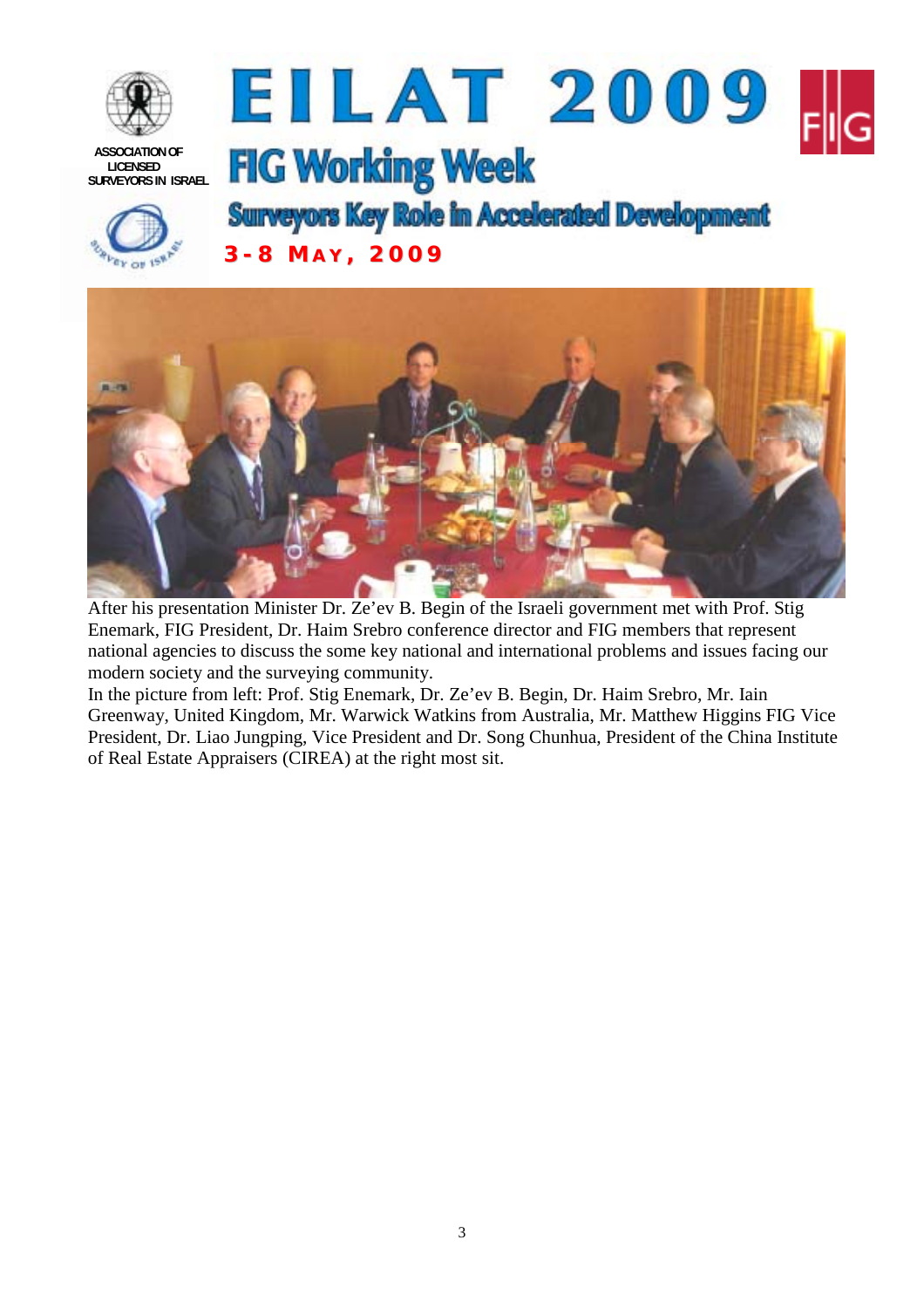ASSOCIATION OF LICENSED SURVEYORS IN ISRAEL

# EILAT 2009

## FIG Working Week

### Surveyors Key Role in Accelerated Development

**3-8 MAY, 2009**

After his presentation Minister Dr. Ze'ev B. Begin of the Israeli government met with Prof. Stig Enemark, FIG President, Dr. Haim Srebro conference director and FIG members that represent national agencies to discuss the some key national and international problems and issues facing our modern society and the surveying community.

In the picture from left: Prof. Stig Enemark, Dr. Ze'ev B. Begin, Dr. Haim Srebro, Mr. Iain Greenway, United Kingdom, Mr. Warwick Watkins from Australia, Mr. Matthew Higgins FIG Vice President, Dr. Liao Jungping, Vice President and Dr. Song Chunhua, President of the China Institute of Real Estate Appraisers (CIREA) at the right most sit.